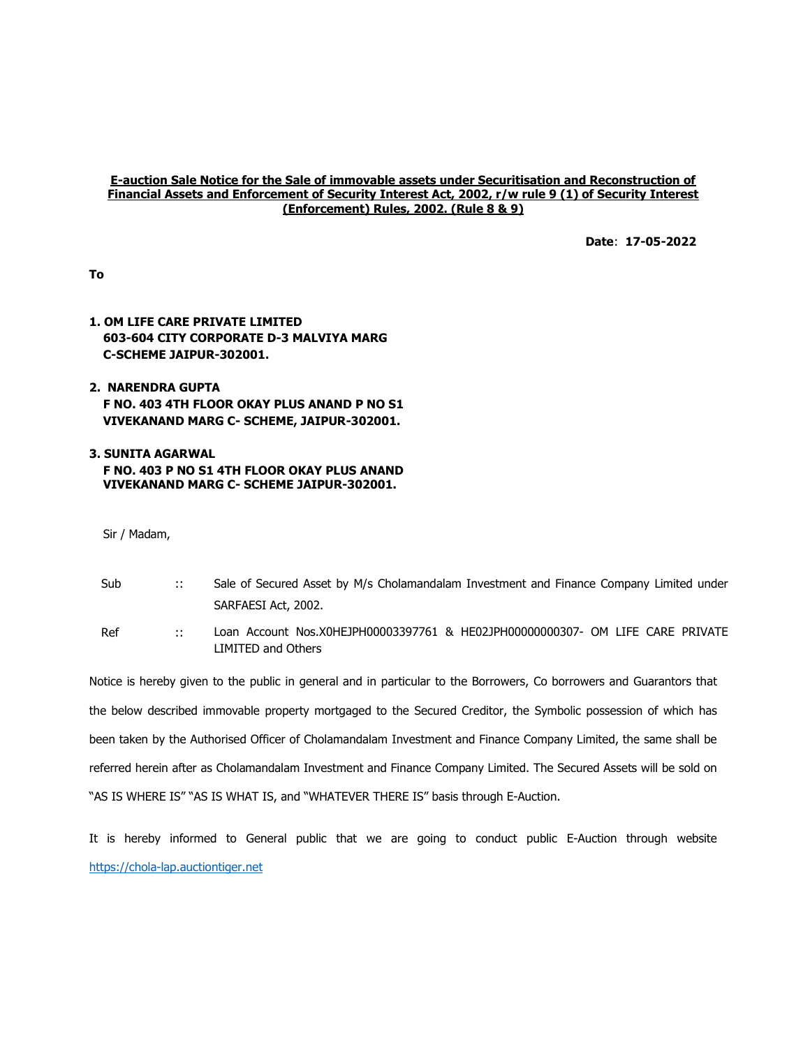**E-auction Sale Notice for the Sale of immovable assets under Securitisation and Reconstruction of Financial Assets and Enforcement of Security Interest Act, 2002, r/w rule 9 (1) of Security Interest (Enforcement) Rules, 2002. (Rule 8 & 9)**

**Date**: **17-05-2022**

**To**

**1. OM LIFE CARE PRIVATE LIMITED**
**603-604 CITY CORPORATE D-3 MALVIYA MARG**
**C-SCHEME JAIPUR-302001.**

**2. NARENDRA GUPTA**
**F NO. 403 4TH FLOOR OKAY PLUS ANAND P NO S1**
**VIVEKANAND MARG C- SCHEME, JAIPUR-302001.**

**3. SUNITA AGARWAL**
**F NO. 403 P NO S1 4TH FLOOR OKAY PLUS ANAND**
**VIVEKANAND MARG C- SCHEME JAIPUR-302001.**

Sir / Madam,

| | | |
|---|---|---|
| Sub | :: | Sale of Secured Asset by M/s Cholamandalam Investment and Finance Company Limited under SARFAESI Act, 2002. |
| Ref | :: | Loan Account Nos.X0HEJPH00003397761 & HE02JPH00000000307- OM LIFE CARE PRIVATE LIMITED and Others |

Notice is hereby given to the public in general and in particular to the Borrowers, Co borrowers and Guarantors that the below described immovable property mortgaged to the Secured Creditor, the Symbolic possession of which has been taken by the Authorised Officer of Cholamandalam Investment and Finance Company Limited, the same shall be referred herein after as Cholamandalam Investment and Finance Company Limited. The Secured Assets will be sold on "AS IS WHERE IS" "AS IS WHAT IS, and "WHATEVER THERE IS" basis through E-Auction.

It is hereby informed to General public that we are going to conduct public E-Auction through website https://chola-lap.auctiontiger.net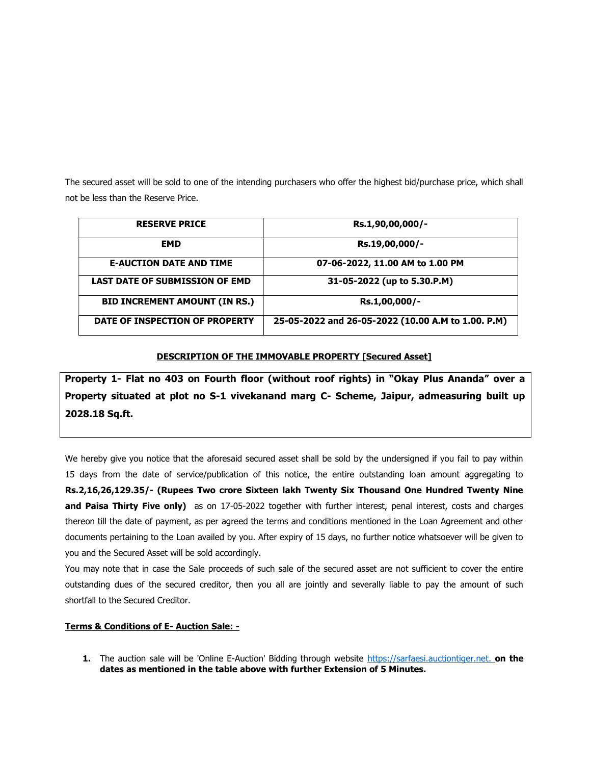The secured asset will be sold to one of the intending purchasers who offer the highest bid/purchase price, which shall not be less than the Reserve Price.

| RESERVE PRICE | Rs.1,90,00,000/- |
|---|---|
| EMD | Rs.19,00,000/- |
| E-AUCTION DATE AND TIME | 07-06-2022, 11.00 AM to 1.00 PM |
| LAST DATE OF SUBMISSION OF EMD | 31-05-2022 (up to 5.30.P.M) |
| BID INCREMENT AMOUNT (IN RS.) | Rs.1,00,000/- |
| DATE OF INSPECTION OF PROPERTY | 25-05-2022 and 26-05-2022 (10.00 A.M to 1.00. P.M) |

**DESCRIPTION OF THE IMMOVABLE PROPERTY [Secured Asset]**

**Property 1- Flat no 403 on Fourth floor (without roof rights) in "Okay Plus Ananda" over a Property situated at plot no S-1 vivekanand marg C- Scheme, Jaipur, admeasuring built up 2028.18 Sq.ft.**

We hereby give you notice that the aforesaid secured asset shall be sold by the undersigned if you fail to pay within 15 days from the date of service/publication of this notice, the entire outstanding loan amount aggregating to **Rs.2,16,26,129.35/- (Rupees Two crore Sixteen lakh Twenty Six Thousand One Hundred Twenty Nine and Paisa Thirty Five only)** as on 17-05-2022 together with further interest, penal interest, costs and charges thereon till the date of payment, as per agreed the terms and conditions mentioned in the Loan Agreement and other documents pertaining to the Loan availed by you. After expiry of 15 days, no further notice whatsoever will be given to you and the Secured Asset will be sold accordingly.

You may note that in case the Sale proceeds of such sale of the secured asset are not sufficient to cover the entire outstanding dues of the secured creditor, then you all are jointly and severally liable to pay the amount of such shortfall to the Secured Creditor.

**Terms & Conditions of E- Auction Sale: -**

1. The auction sale will be 'Online E-Auction' Bidding through website https://sarfaesi.auctiontiger.net. **on the dates as mentioned in the table above with further Extension of 5 Minutes.**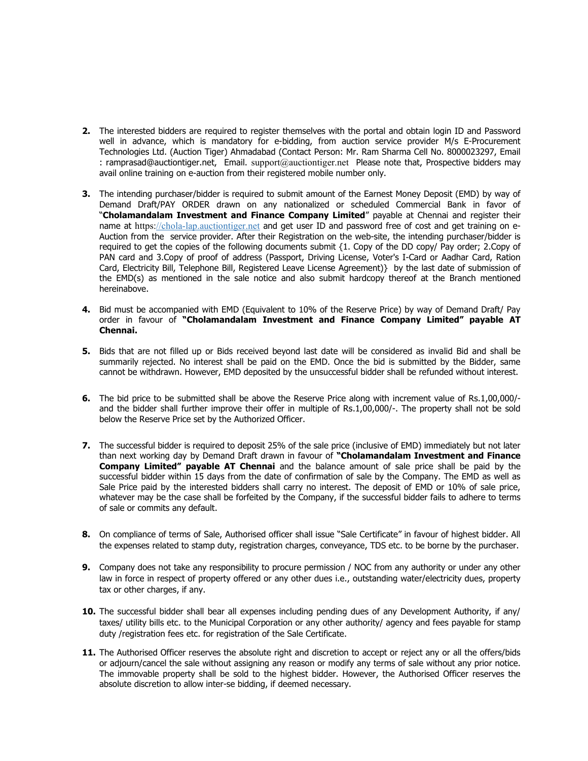2. The interested bidders are required to register themselves with the portal and obtain login ID and Password well in advance, which is mandatory for e-bidding, from auction service provider M/s E-Procurement Technologies Ltd. (Auction Tiger) Ahmadabad (Contact Person: Mr. Ram Sharma Cell No. 8000023297, Email : ramprasad@auctiontiger.net, Email. support@auctiontiger.net Please note that, Prospective bidders may avail online training on e-auction from their registered mobile number only.

3. The intending purchaser/bidder is required to submit amount of the Earnest Money Deposit (EMD) by way of Demand Draft/PAY ORDER drawn on any nationalized or scheduled Commercial Bank in favor of "**Cholamandalam Investment and Finance Company Limited**" payable at Chennai and register their name at https://chola-lap.auctiontiger.net and get user ID and password free of cost and get training on e-Auction from the service provider. After their Registration on the web-site, the intending purchaser/bidder is required to get the copies of the following documents submit {1. Copy of the DD copy/ Pay order; 2.Copy of PAN card and 3.Copy of proof of address (Passport, Driving License, Voter's I-Card or Aadhar Card, Ration Card, Electricity Bill, Telephone Bill, Registered Leave License Agreement)} by the last date of submission of the EMD(s) as mentioned in the sale notice and also submit hardcopy thereof at the Branch mentioned hereinabove.

4. Bid must be accompanied with EMD (Equivalent to 10% of the Reserve Price) by way of Demand Draft/ Pay order in favour of **"Cholamandalam Investment and Finance Company Limited" payable AT Chennai.**

5. Bids that are not filled up or Bids received beyond last date will be considered as invalid Bid and shall be summarily rejected. No interest shall be paid on the EMD. Once the bid is submitted by the Bidder, same cannot be withdrawn. However, EMD deposited by the unsuccessful bidder shall be refunded without interest.

6. The bid price to be submitted shall be above the Reserve Price along with increment value of Rs.1,00,000/- and the bidder shall further improve their offer in multiple of Rs.1,00,000/-. The property shall not be sold below the Reserve Price set by the Authorized Officer.

7. The successful bidder is required to deposit 25% of the sale price (inclusive of EMD) immediately but not later than next working day by Demand Draft drawn in favour of **"Cholamandalam Investment and Finance Company Limited" payable AT Chennai** and the balance amount of sale price shall be paid by the successful bidder within 15 days from the date of confirmation of sale by the Company. The EMD as well as Sale Price paid by the interested bidders shall carry no interest. The deposit of EMD or 10% of sale price, whatever may be the case shall be forfeited by the Company, if the successful bidder fails to adhere to terms of sale or commits any default.

8. On compliance of terms of Sale, Authorised officer shall issue "Sale Certificate" in favour of highest bidder. All the expenses related to stamp duty, registration charges, conveyance, TDS etc. to be borne by the purchaser.

9. Company does not take any responsibility to procure permission / NOC from any authority or under any other law in force in respect of property offered or any other dues i.e., outstanding water/electricity dues, property tax or other charges, if any.

10. The successful bidder shall bear all expenses including pending dues of any Development Authority, if any/ taxes/ utility bills etc. to the Municipal Corporation or any other authority/ agency and fees payable for stamp duty /registration fees etc. for registration of the Sale Certificate.

11. The Authorised Officer reserves the absolute right and discretion to accept or reject any or all the offers/bids or adjourn/cancel the sale without assigning any reason or modify any terms of sale without any prior notice. The immovable property shall be sold to the highest bidder. However, the Authorised Officer reserves the absolute discretion to allow inter-se bidding, if deemed necessary.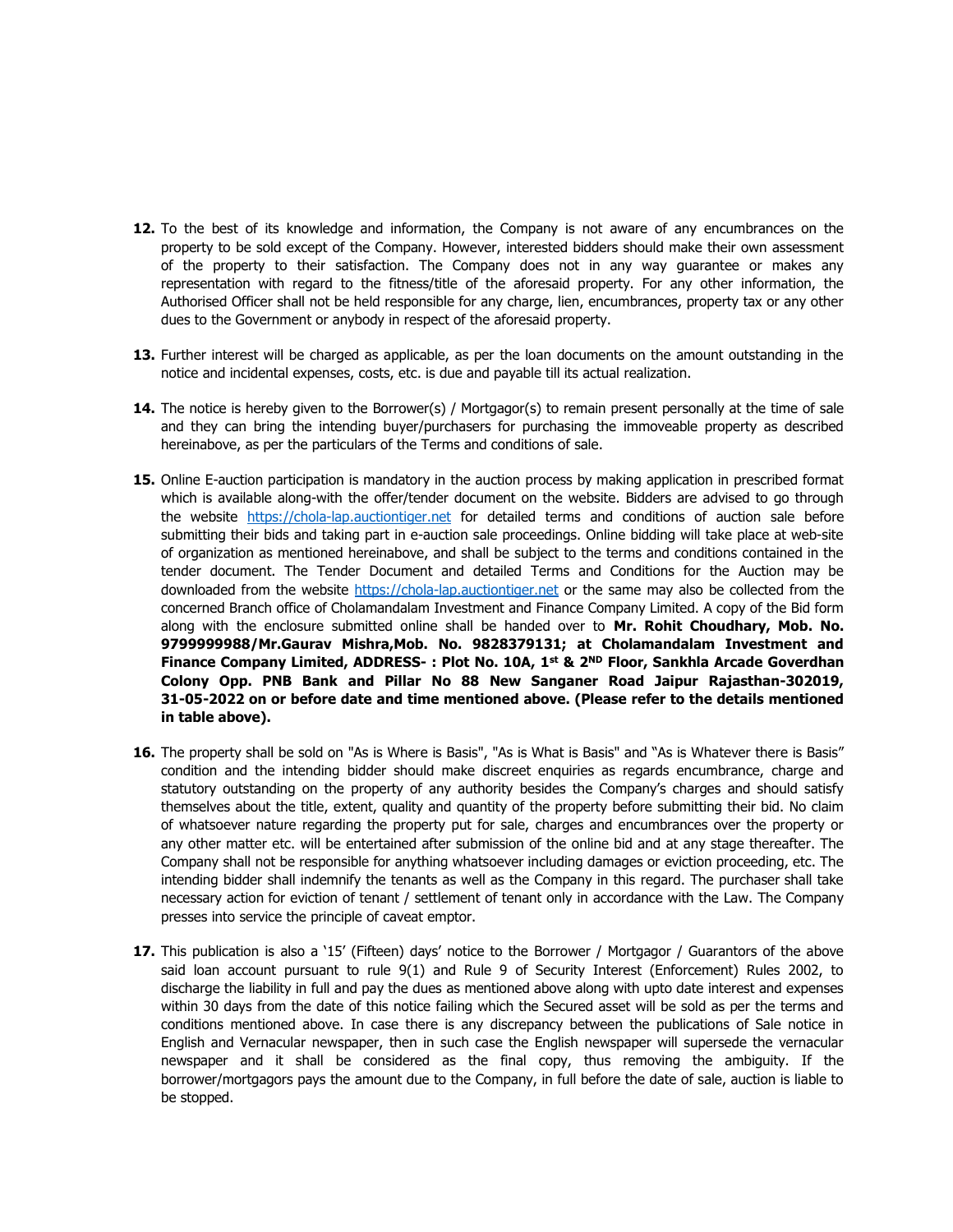**12.** To the best of its knowledge and information, the Company is not aware of any encumbrances on the property to be sold except of the Company. However, interested bidders should make their own assessment of the property to their satisfaction. The Company does not in any way guarantee or makes any representation with regard to the fitness/title of the aforesaid property. For any other information, the Authorised Officer shall not be held responsible for any charge, lien, encumbrances, property tax or any other dues to the Government or anybody in respect of the aforesaid property.

**13.** Further interest will be charged as applicable, as per the loan documents on the amount outstanding in the notice and incidental expenses, costs, etc. is due and payable till its actual realization.

**14.** The notice is hereby given to the Borrower(s) / Mortgagor(s) to remain present personally at the time of sale and they can bring the intending buyer/purchasers for purchasing the immoveable property as described hereinabove, as per the particulars of the Terms and conditions of sale.

**15.** Online E-auction participation is mandatory in the auction process by making application in prescribed format which is available along-with the offer/tender document on the website. Bidders are advised to go through the website https://chola-lap.auctiontiger.net for detailed terms and conditions of auction sale before submitting their bids and taking part in e-auction sale proceedings. Online bidding will take place at web-site of organization as mentioned hereinabove, and shall be subject to the terms and conditions contained in the tender document. The Tender Document and detailed Terms and Conditions for the Auction may be downloaded from the website https://chola-lap.auctiontiger.net or the same may also be collected from the concerned Branch office of Cholamandalam Investment and Finance Company Limited. A copy of the Bid form along with the enclosure submitted online shall be handed over to **Mr. Rohit Choudhary, Mob. No. 9799999988/Mr.Gaurav Mishra,Mob. No. 9828379131; at Cholamandalam Investment and Finance Company Limited, ADDRESS- : Plot No. 10A, 1st & 2ND Floor, Sankhla Arcade Goverdhan Colony Opp. PNB Bank and Pillar No 88 New Sanganer Road Jaipur Rajasthan-302019, 31-05-2022 on or before date and time mentioned above. (Please refer to the details mentioned in table above).**

**16.** The property shall be sold on "As is Where is Basis", "As is What is Basis" and "As is Whatever there is Basis" condition and the intending bidder should make discreet enquiries as regards encumbrance, charge and statutory outstanding on the property of any authority besides the Company's charges and should satisfy themselves about the title, extent, quality and quantity of the property before submitting their bid. No claim of whatsoever nature regarding the property put for sale, charges and encumbrances over the property or any other matter etc. will be entertained after submission of the online bid and at any stage thereafter. The Company shall not be responsible for anything whatsoever including damages or eviction proceeding, etc. The intending bidder shall indemnify the tenants as well as the Company in this regard. The purchaser shall take necessary action for eviction of tenant / settlement of tenant only in accordance with the Law. The Company presses into service the principle of caveat emptor.

**17.** This publication is also a '15' (Fifteen) days' notice to the Borrower / Mortgagor / Guarantors of the above said loan account pursuant to rule 9(1) and Rule 9 of Security Interest (Enforcement) Rules 2002, to discharge the liability in full and pay the dues as mentioned above along with upto date interest and expenses within 30 days from the date of this notice failing which the Secured asset will be sold as per the terms and conditions mentioned above. In case there is any discrepancy between the publications of Sale notice in English and Vernacular newspaper, then in such case the English newspaper will supersede the vernacular newspaper and it shall be considered as the final copy, thus removing the ambiguity. If the borrower/mortgagors pays the amount due to the Company, in full before the date of sale, auction is liable to be stopped.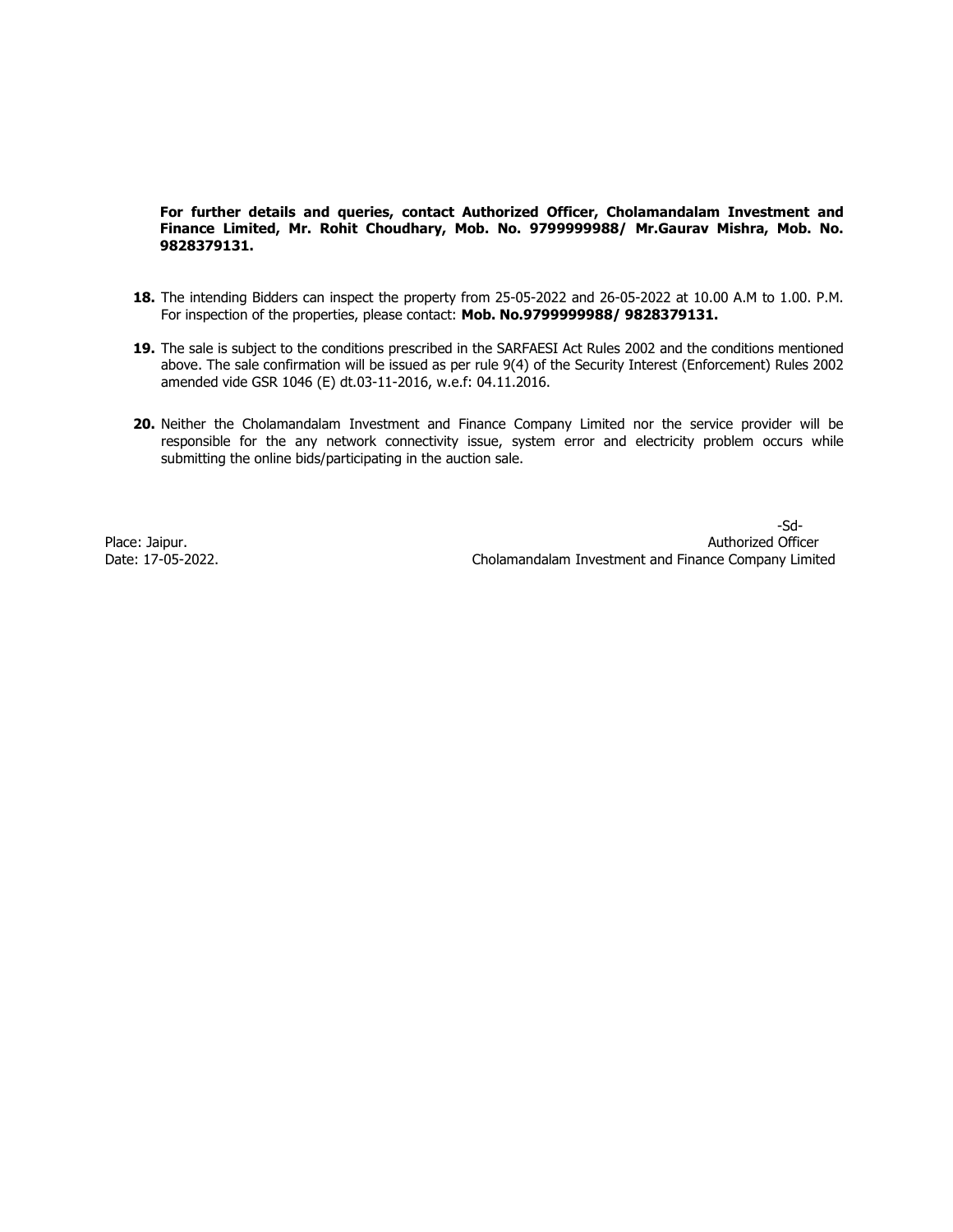**For further details and queries, contact Authorized Officer, Cholamandalam Investment and Finance Limited, Mr. Rohit Choudhary, Mob. No. 9799999988/ Mr.Gaurav Mishra, Mob. No. 9828379131.**

**18.** The intending Bidders can inspect the property from 25-05-2022 and 26-05-2022 at 10.00 A.M to 1.00. P.M. For inspection of the properties, please contact: **Mob. No.9799999988/ 9828379131.**

**19.** The sale is subject to the conditions prescribed in the SARFAESI Act Rules 2002 and the conditions mentioned above. The sale confirmation will be issued as per rule 9(4) of the Security Interest (Enforcement) Rules 2002 amended vide GSR 1046 (E) dt.03-11-2016, w.e.f: 04.11.2016.

**20.** Neither the Cholamandalam Investment and Finance Company Limited nor the service provider will be responsible for the any network connectivity issue, system error and electricity problem occurs while submitting the online bids/participating in the auction sale.

-Sd-

Place: Jaipur.
Date: 17-05-2022.

Authorized Officer
Cholamandalam Investment and Finance Company Limited